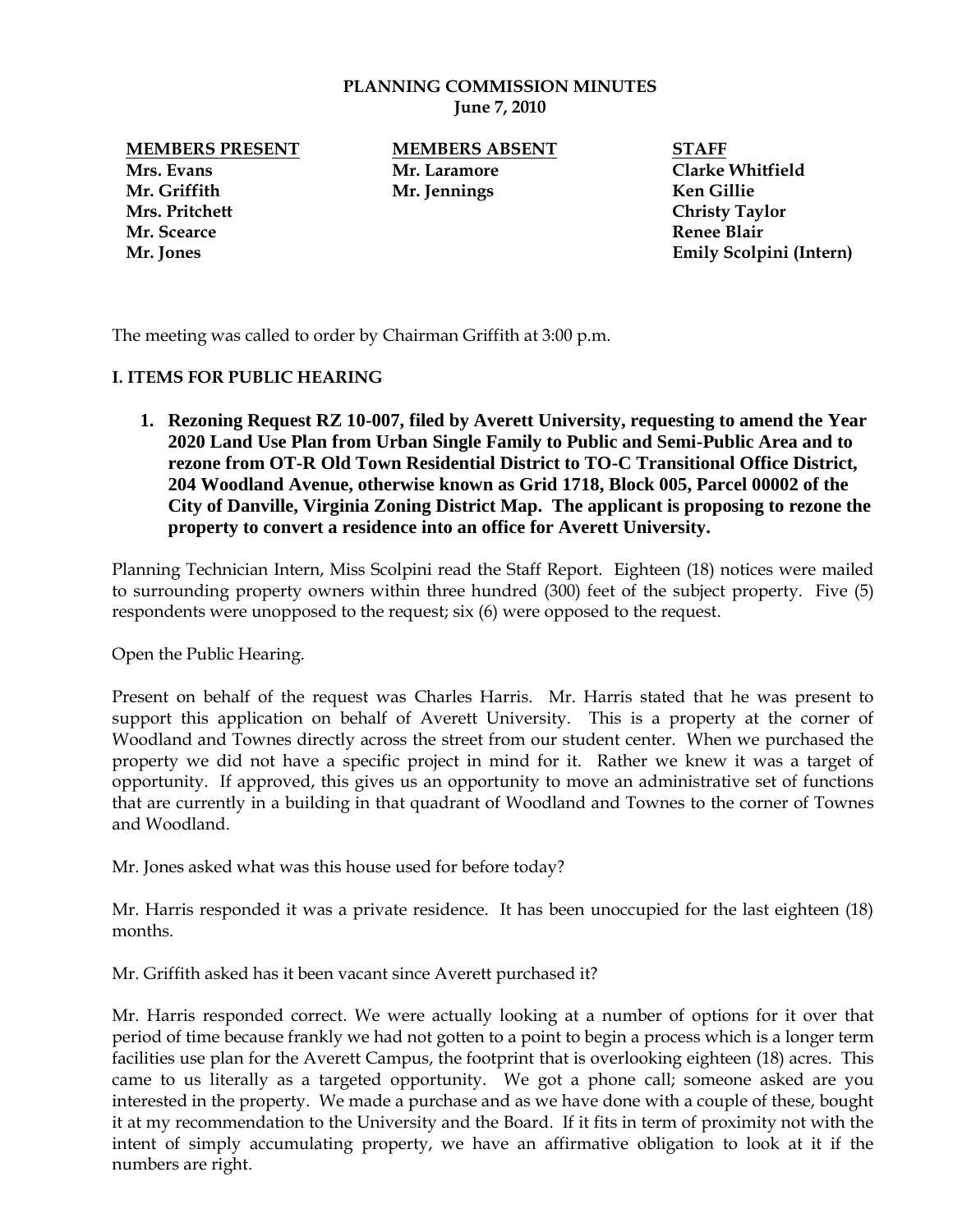**PLANNING COMMISSION MINUTES**
**June 7, 2010**

| **MEMBERS PRESENT** | **MEMBERS ABSENT** | **STAFF** |
|---|---|---|
| **Mrs. Evans** | **Mr. Laramore** | **Clarke Whitfield** |
| **Mr. Griffith** | **Mr. Jennings** | **Ken Gillie** |
| **Mrs. Pritchett** | | **Christy Taylor** |
| **Mr. Scearce** | | **Renee Blair** |
| **Mr. Jones** | | **Emily Scolpini (Intern)** |

The meeting was called to order by Chairman Griffith at 3:00 p.m.

**I. ITEMS FOR PUBLIC HEARING**

1. **Rezoning Request RZ 10-007, filed by Averett University, requesting to amend the Year 2020 Land Use Plan from Urban Single Family to Public and Semi-Public Area and to rezone from OT-R Old Town Residential District to TO-C Transitional Office District, 204 Woodland Avenue, otherwise known as Grid 1718, Block 005, Parcel 00002 of the City of Danville, Virginia Zoning District Map. The applicant is proposing to rezone the property to convert a residence into an office for Averett University.**

Planning Technician Intern, Miss Scolpini read the Staff Report. Eighteen (18) notices were mailed to surrounding property owners within three hundred (300) feet of the subject property. Five (5) respondents were unopposed to the request; six (6) were opposed to the request.

Open the Public Hearing.

Present on behalf of the request was Charles Harris. Mr. Harris stated that he was present to support this application on behalf of Averett University. This is a property at the corner of Woodland and Townes directly across the street from our student center. When we purchased the property we did not have a specific project in mind for it. Rather we knew it was a target of opportunity. If approved, this gives us an opportunity to move an administrative set of functions that are currently in a building in that quadrant of Woodland and Townes to the corner of Townes and Woodland.

Mr. Jones asked what was this house used for before today?

Mr. Harris responded it was a private residence. It has been unoccupied for the last eighteen (18) months.

Mr. Griffith asked has it been vacant since Averett purchased it?

Mr. Harris responded correct. We were actually looking at a number of options for it over that period of time because frankly we had not gotten to a point to begin a process which is a longer term facilities use plan for the Averett Campus, the footprint that is overlooking eighteen (18) acres. This came to us literally as a targeted opportunity. We got a phone call; someone asked are you interested in the property. We made a purchase and as we have done with a couple of these, bought it at my recommendation to the University and the Board. If it fits in term of proximity not with the intent of simply accumulating property, we have an affirmative obligation to look at it if the numbers are right.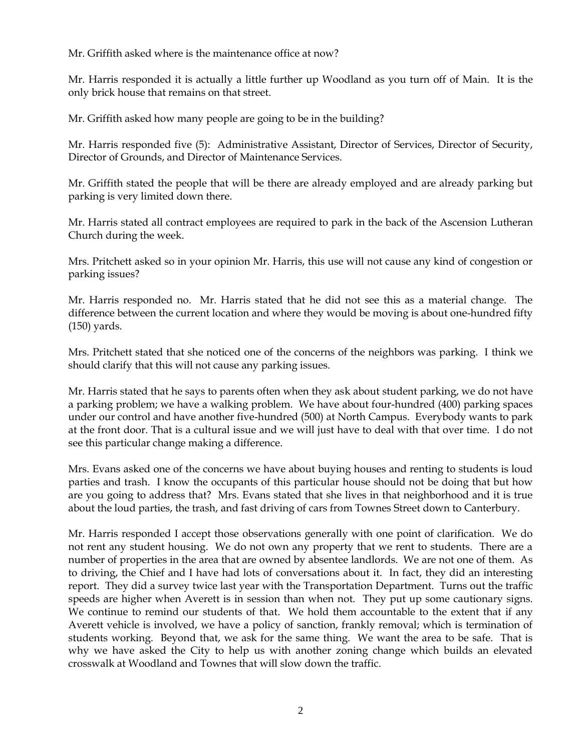Mr. Griffith asked where is the maintenance office at now?

Mr. Harris responded it is actually a little further up Woodland as you turn off of Main. It is the only brick house that remains on that street.

Mr. Griffith asked how many people are going to be in the building?

Mr. Harris responded five (5): Administrative Assistant, Director of Services, Director of Security, Director of Grounds, and Director of Maintenance Services.

Mr. Griffith stated the people that will be there are already employed and are already parking but parking is very limited down there.

Mr. Harris stated all contract employees are required to park in the back of the Ascension Lutheran Church during the week.

Mrs. Pritchett asked so in your opinion Mr. Harris, this use will not cause any kind of congestion or parking issues?

Mr. Harris responded no. Mr. Harris stated that he did not see this as a material change. The difference between the current location and where they would be moving is about one-hundred fifty (150) yards.

Mrs. Pritchett stated that she noticed one of the concerns of the neighbors was parking. I think we should clarify that this will not cause any parking issues.

Mr. Harris stated that he says to parents often when they ask about student parking, we do not have a parking problem; we have a walking problem. We have about four-hundred (400) parking spaces under our control and have another five-hundred (500) at North Campus. Everybody wants to park at the front door. That is a cultural issue and we will just have to deal with that over time. I do not see this particular change making a difference.

Mrs. Evans asked one of the concerns we have about buying houses and renting to students is loud parties and trash. I know the occupants of this particular house should not be doing that but how are you going to address that? Mrs. Evans stated that she lives in that neighborhood and it is true about the loud parties, the trash, and fast driving of cars from Townes Street down to Canterbury.

Mr. Harris responded I accept those observations generally with one point of clarification. We do not rent any student housing. We do not own any property that we rent to students. There are a number of properties in the area that are owned by absentee landlords. We are not one of them. As to driving, the Chief and I have had lots of conversations about it. In fact, they did an interesting report. They did a survey twice last year with the Transportation Department. Turns out the traffic speeds are higher when Averett is in session than when not. They put up some cautionary signs. We continue to remind our students of that. We hold them accountable to the extent that if any Averett vehicle is involved, we have a policy of sanction, frankly removal; which is termination of students working. Beyond that, we ask for the same thing. We want the area to be safe. That is why we have asked the City to help us with another zoning change which builds an elevated crosswalk at Woodland and Townes that will slow down the traffic.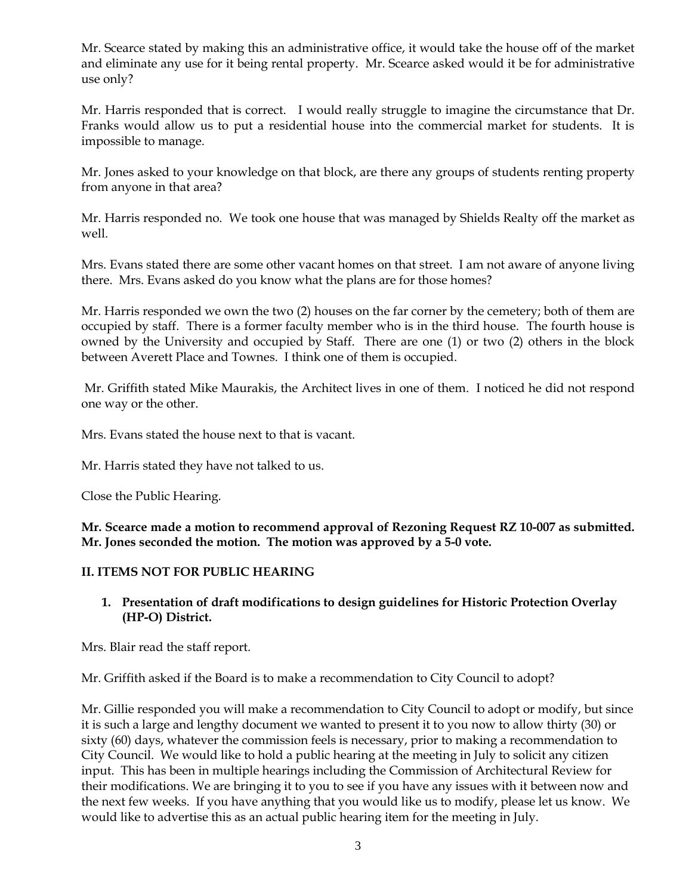Mr. Scearce stated by making this an administrative office, it would take the house off of the market and eliminate any use for it being rental property. Mr. Scearce asked would it be for administrative use only?

Mr. Harris responded that is correct. I would really struggle to imagine the circumstance that Dr. Franks would allow us to put a residential house into the commercial market for students. It is impossible to manage.

Mr. Jones asked to your knowledge on that block, are there any groups of students renting property from anyone in that area?

Mr. Harris responded no. We took one house that was managed by Shields Realty off the market as well.

Mrs. Evans stated there are some other vacant homes on that street. I am not aware of anyone living there. Mrs. Evans asked do you know what the plans are for those homes?

Mr. Harris responded we own the two (2) houses on the far corner by the cemetery; both of them are occupied by staff. There is a former faculty member who is in the third house. The fourth house is owned by the University and occupied by Staff. There are one (1) or two (2) others in the block between Averett Place and Townes. I think one of them is occupied.

Mr. Griffith stated Mike Maurakis, the Architect lives in one of them. I noticed he did not respond one way or the other.

Mrs. Evans stated the house next to that is vacant.

Mr. Harris stated they have not talked to us.

Close the Public Hearing.

**Mr. Scearce made a motion to recommend approval of Rezoning Request RZ 10-007 as submitted. Mr. Jones seconded the motion. The motion was approved by a 5-0 vote.**

## II. ITEMS NOT FOR PUBLIC HEARING

1. **Presentation of draft modifications to design guidelines for Historic Protection Overlay (HP-O) District.**

Mrs. Blair read the staff report.

Mr. Griffith asked if the Board is to make a recommendation to City Council to adopt?

Mr. Gillie responded you will make a recommendation to City Council to adopt or modify, but since it is such a large and lengthy document we wanted to present it to you now to allow thirty (30) or sixty (60) days, whatever the commission feels is necessary, prior to making a recommendation to City Council. We would like to hold a public hearing at the meeting in July to solicit any citizen input. This has been in multiple hearings including the Commission of Architectural Review for their modifications. We are bringing it to you to see if you have any issues with it between now and the next few weeks. If you have anything that you would like us to modify, please let us know. We would like to advertise this as an actual public hearing item for the meeting in July.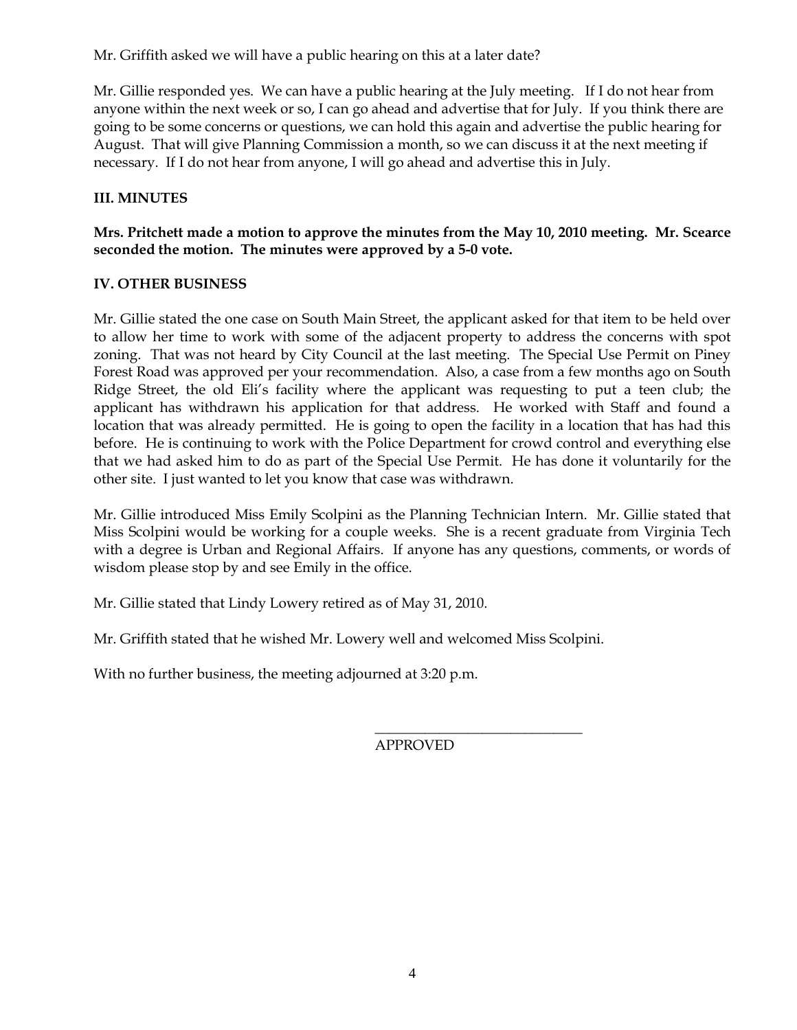Mr. Griffith asked we will have a public hearing on this at a later date?

Mr. Gillie responded yes. We can have a public hearing at the July meeting. If I do not hear from anyone within the next week or so, I can go ahead and advertise that for July. If you think there are going to be some concerns or questions, we can hold this again and advertise the public hearing for August. That will give Planning Commission a month, so we can discuss it at the next meeting if necessary. If I do not hear from anyone, I will go ahead and advertise this in July.

## III. MINUTES

**Mrs. Pritchett made a motion to approve the minutes from the May 10, 2010 meeting. Mr. Scearce seconded the motion. The minutes were approved by a 5-0 vote.**

## IV. OTHER BUSINESS

Mr. Gillie stated the one case on South Main Street, the applicant asked for that item to be held over to allow her time to work with some of the adjacent property to address the concerns with spot zoning. That was not heard by City Council at the last meeting. The Special Use Permit on Piney Forest Road was approved per your recommendation. Also, a case from a few months ago on South Ridge Street, the old Eli's facility where the applicant was requesting to put a teen club; the applicant has withdrawn his application for that address. He worked with Staff and found a location that was already permitted. He is going to open the facility in a location that has had this before. He is continuing to work with the Police Department for crowd control and everything else that we had asked him to do as part of the Special Use Permit. He has done it voluntarily for the other site. I just wanted to let you know that case was withdrawn.

Mr. Gillie introduced Miss Emily Scolpini as the Planning Technician Intern. Mr. Gillie stated that Miss Scolpini would be working for a couple weeks. She is a recent graduate from Virginia Tech with a degree is Urban and Regional Affairs. If anyone has any questions, comments, or words of wisdom please stop by and see Emily in the office.

Mr. Gillie stated that Lindy Lowery retired as of May 31, 2010.

Mr. Griffith stated that he wished Mr. Lowery well and welcomed Miss Scolpini.

With no further business, the meeting adjourned at 3:20 p.m.

\_\_\_\_\_\_\_\_\_\_\_\_\_\_\_\_\_\_\_\_\_\_\_\_\_\_\_\_\_\_

APPROVED